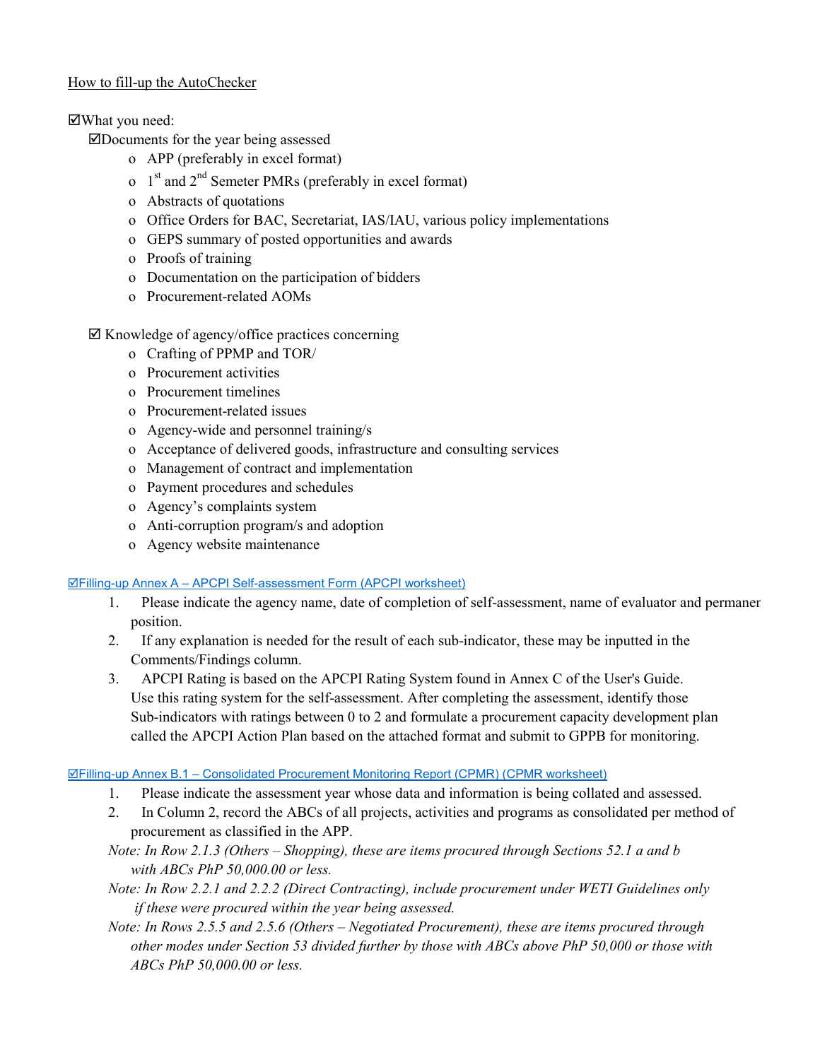How to fill-up the AutoChecker

☑What you need:

☑Documents for the year being assessed

- APP (preferably in excel format)
- 1st and 2nd Semeter PMRs (preferably in excel format)
- Abstracts of quotations
- Office Orders for BAC, Secretariat, IAS/IAU, various policy implementations
- GEPS summary of posted opportunities and awards
- Proofs of training
- Documentation on the participation of bidders
- Procurement-related AOMs

☑ Knowledge of agency/office practices concerning

- Crafting of PPMP and TOR/
- Procurement activities
- Procurement timelines
- Procurement-related issues
- Agency-wide and personnel training/s
- Acceptance of delivered goods, infrastructure and consulting services
- Management of contract and implementation
- Payment procedures and schedules
- Agency's complaints system
- Anti-corruption program/s and adoption
- Agency website maintenance

☑Filling-up Annex A – APCPI Self-assessment Form (APCPI worksheet)

1. Please indicate the agency name, date of completion of self-assessment, name of evaluator and permanent position.
2. If any explanation is needed for the result of each sub-indicator, these may be inputted in the Comments/Findings column.
3. APCPI Rating is based on the APCPI Rating System found in Annex C of the User's Guide. Use this rating system for the self-assessment. After completing the assessment, identify those Sub-indicators with ratings between 0 to 2 and formulate a procurement capacity development plan called the APCPI Action Plan based on the attached format and submit to GPPB for monitoring.

☑Filling-up Annex B.1 – Consolidated Procurement Monitoring Report (CPMR) (CPMR worksheet)

1. Please indicate the assessment year whose data and information is being collated and assessed.
2. In Column 2, record the ABCs of all projects, activities and programs as consolidated per method of procurement as classified in the APP.

*Note: In Row 2.1.3 (Others – Shopping), these are items procured through Sections 52.1 a and b with ABCs PhP 50,000.00 or less.*

*Note: In Row 2.2.1 and 2.2.2 (Direct Contracting), include procurement under WETI Guidelines only if these were procured within the year being assessed.*

*Note: In Rows 2.5.5 and 2.5.6 (Others – Negotiated Procurement), these are items procured through other modes under Section 53 divided further by those with ABCs above PhP 50,000 or those with ABCs PhP 50,000.00 or less.*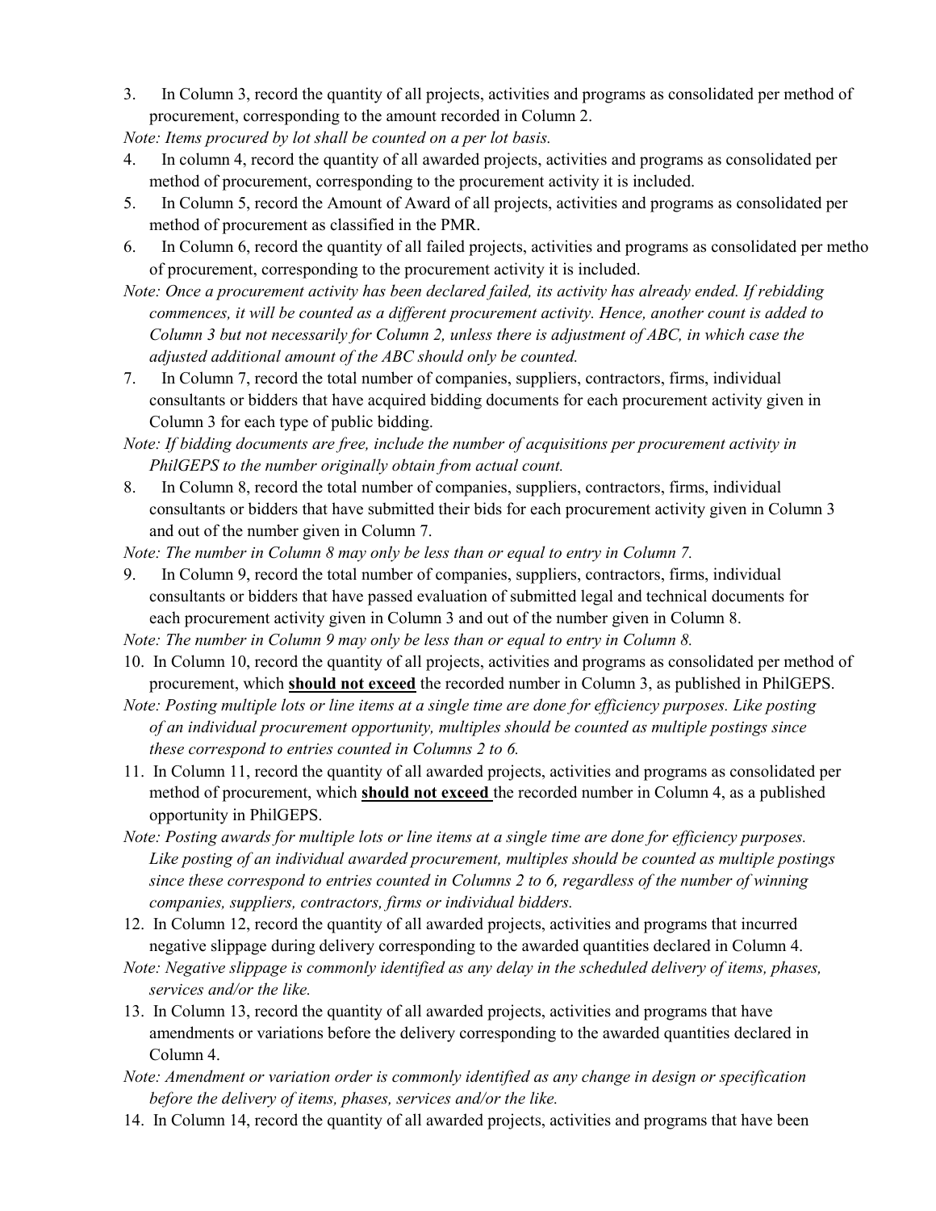3. In Column 3, record the quantity of all projects, activities and programs as consolidated per method of procurement, corresponding to the amount recorded in Column 2.

*Note: Items procured by lot shall be counted on a per lot basis.*

4. In column 4, record the quantity of all awarded projects, activities and programs as consolidated per method of procurement, corresponding to the procurement activity it is included.
5. In Column 5, record the Amount of Award of all projects, activities and programs as consolidated per method of procurement as classified in the PMR.
6. In Column 6, record the quantity of all failed projects, activities and programs as consolidated per metho of procurement, corresponding to the procurement activity it is included.

*Note: Once a procurement activity has been declared failed, its activity has already ended. If rebidding commences, it will be counted as a different procurement activity. Hence, another count is added to Column 3 but not necessarily for Column 2, unless there is adjustment of ABC, in which case the adjusted additional amount of the ABC should only be counted.*

7. In Column 7, record the total number of companies, suppliers, contractors, firms, individual consultants or bidders that have acquired bidding documents for each procurement activity given in Column 3 for each type of public bidding.

*Note: If bidding documents are free, include the number of acquisitions per procurement activity in PhilGEPS to the number originally obtain from actual count.*

8. In Column 8, record the total number of companies, suppliers, contractors, firms, individual consultants or bidders that have submitted their bids for each procurement activity given in Column 3 and out of the number given in Column 7.

*Note: The number in Column 8 may only be less than or equal to entry in Column 7.*

9. In Column 9, record the total number of companies, suppliers, contractors, firms, individual consultants or bidders that have passed evaluation of submitted legal and technical documents for each procurement activity given in Column 3 and out of the number given in Column 8.

*Note: The number in Column 9 may only be less than or equal to entry in Column 8.*

10. In Column 10, record the quantity of all projects, activities and programs as consolidated per method of procurement, which **should not exceed** the recorded number in Column 3, as published in PhilGEPS.

*Note: Posting multiple lots or line items at a single time are done for efficiency purposes. Like posting of an individual procurement opportunity, multiples should be counted as multiple postings since these correspond to entries counted in Columns 2 to 6.*

11. In Column 11, record the quantity of all awarded projects, activities and programs as consolidated per method of procurement, which **should not exceed** the recorded number in Column 4, as a published opportunity in PhilGEPS.

*Note: Posting awards for multiple lots or line items at a single time are done for efficiency purposes. Like posting of an individual awarded procurement, multiples should be counted as multiple postings since these correspond to entries counted in Columns 2 to 6, regardless of the number of winning companies, suppliers, contractors, firms or individual bidders.*

12. In Column 12, record the quantity of all awarded projects, activities and programs that incurred negative slippage during delivery corresponding to the awarded quantities declared in Column 4.

*Note: Negative slippage is commonly identified as any delay in the scheduled delivery of items, phases, services and/or the like.*

13. In Column 13, record the quantity of all awarded projects, activities and programs that have amendments or variations before the delivery corresponding to the awarded quantities declared in Column 4.

*Note: Amendment or variation order is commonly identified as any change in design or specification before the delivery of items, phases, services and/or the like.*

14. In Column 14, record the quantity of all awarded projects, activities and programs that have been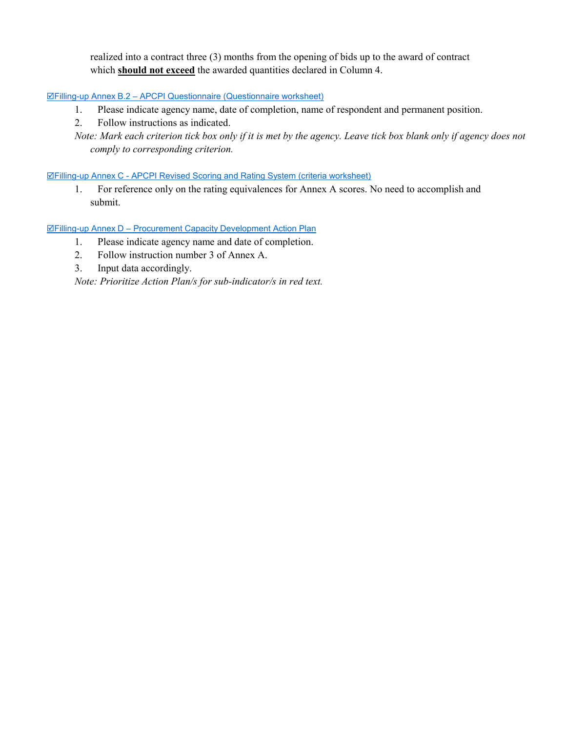realized into a contract three (3) months from the opening of bids up to the award of contract which **should not exceed** the awarded quantities declared in Column 4.

☑Filling-up Annex B.2 – APCPI Questionnaire (Questionnaire worksheet)

1. Please indicate agency name, date of completion, name of respondent and permanent position.
2. Follow instructions as indicated.

*Note: Mark each criterion tick box only if it is met by the agency. Leave tick box blank only if agency does not comply to corresponding criterion.*

☑Filling-up Annex C - APCPI Revised Scoring and Rating System (criteria worksheet)

1. For reference only on the rating equivalences for Annex A scores. No need to accomplish and submit.

☑Filling-up Annex D – Procurement Capacity Development Action Plan

1. Please indicate agency name and date of completion.
2. Follow instruction number 3 of Annex A.
3. Input data accordingly.

*Note: Prioritize Action Plan/s for sub-indicator/s in red text.*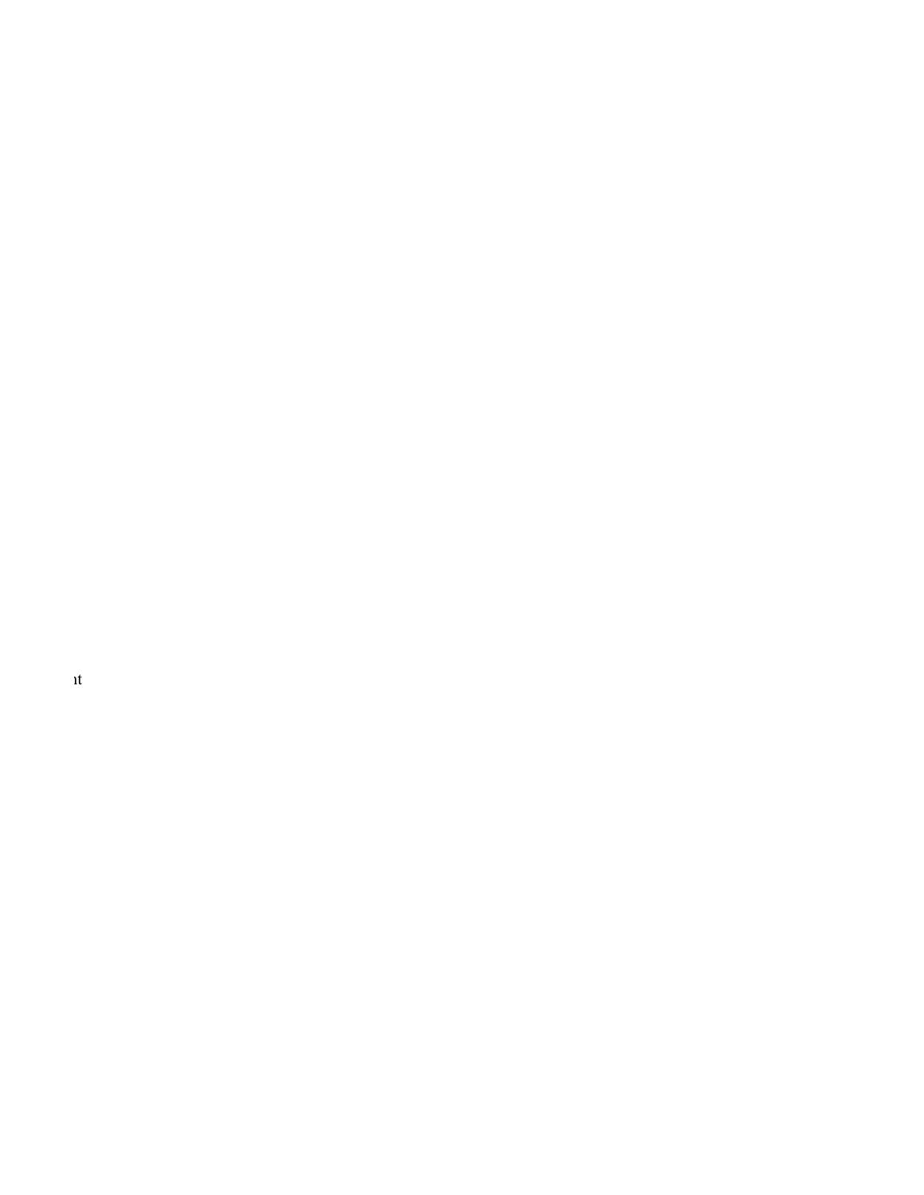ıt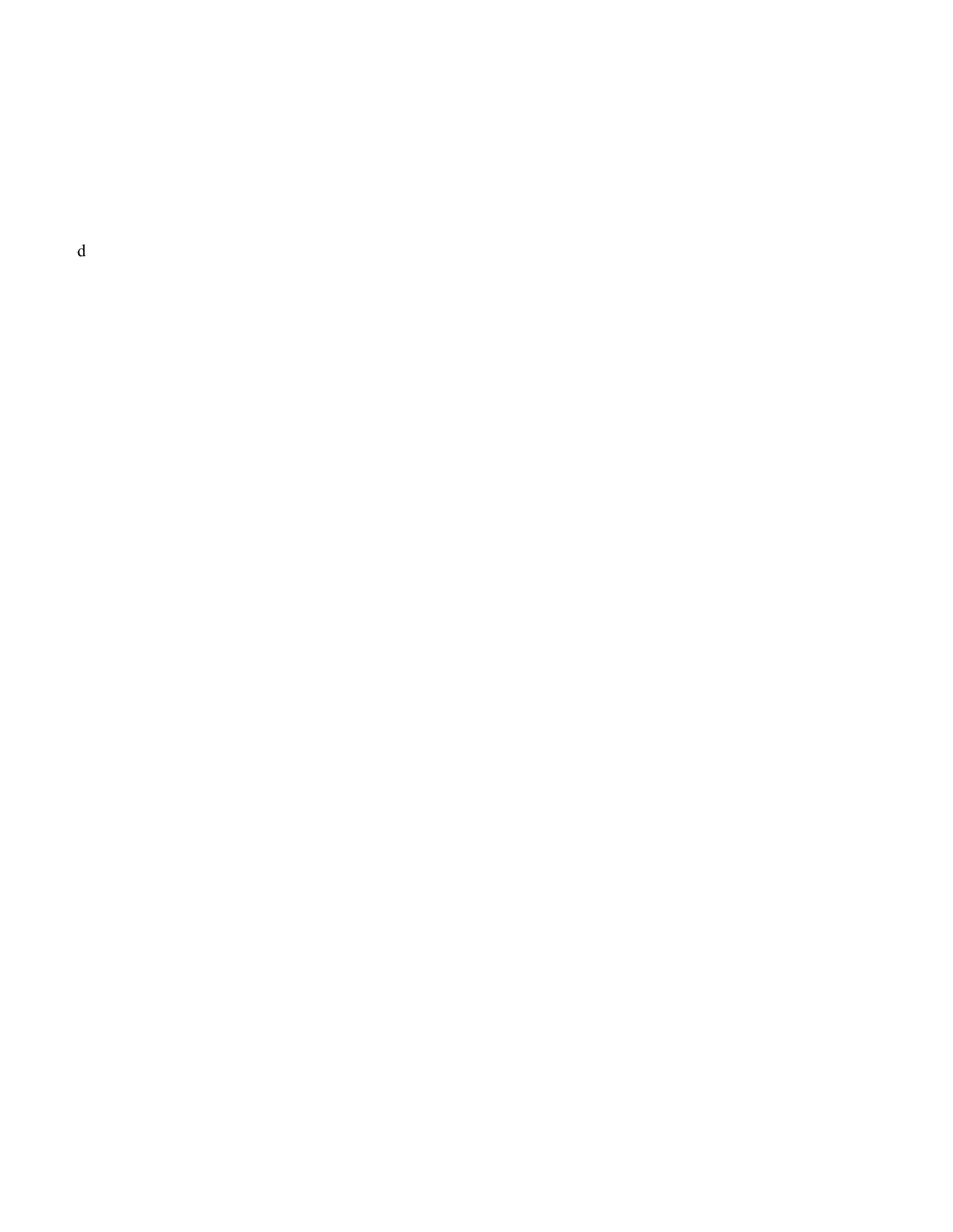d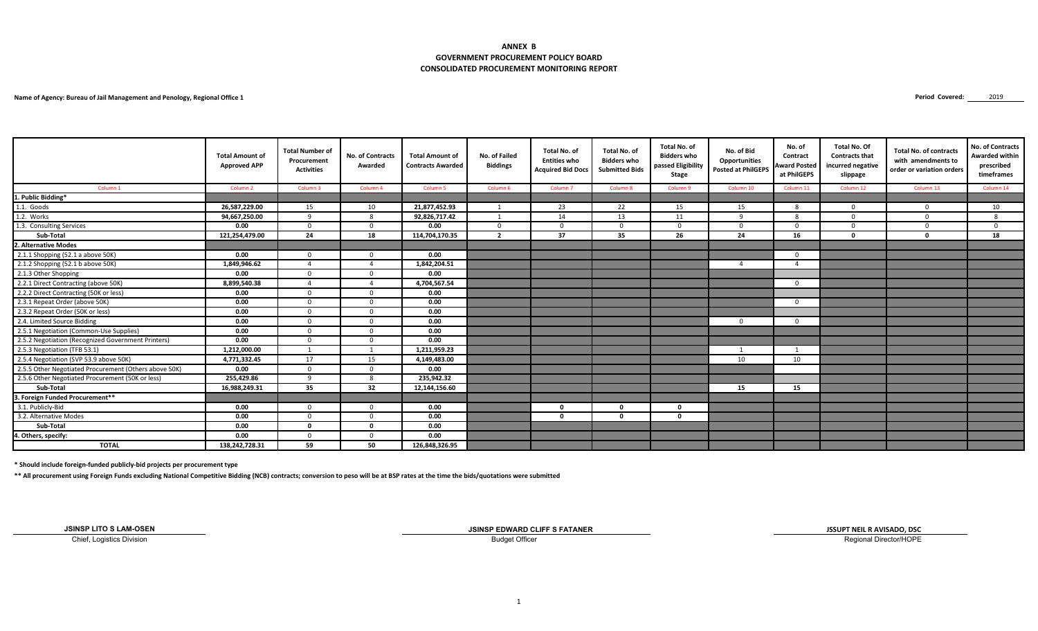**ANNEX B**
**GOVERNMENT PROCUREMENT POLICY BOARD**
**CONSOLIDATED PROCUREMENT MONITORING REPORT**

**Name of Agency: Bureau of Jail Management and Penology, Regional Office 1**

**Period Covered:** 2019

| | Total Amount of Approved APP | Total Number of Procurement Activities | No. of Contracts Awarded | Total Amount of Contracts Awarded | No. of Failed Biddings | Total No. of Entities who Acquired Bid Docs | Total No. of Bidders who Submitted Bids | Total No. of Bidders who passed Eligibility Stage | No. of Bid Opportunities Posted at PhilGEPS | No. of Contract Award Posted at PhilGEPS | Total No. Of Contracts that incurred negative slippage | Total No. of contracts with amendments to order or variation orders | No. of Contracts Awarded within prescribed timeframes |
|---|---|---|---|---|---|---|---|---|---|---|---|---|---|
| Column 1 | Column 2 | Column 3 | Column 4 | Column 5 | Column 6 | Column 7 | Column 8 | Column 9 | Column 10 | Column 11 | Column 12 | Column 13 | Column 14 |
| 1. Public Bidding* | | | | | | | | | | | | | |
| 1.1. Goods | 26,587,229.00 | 15 | 10 | 21,877,452.93 | 1 | 23 | 22 | 15 | 15 | 8 | 0 | 0 | 10 |
| 1.2. Works | 94,667,250.00 | 9 | 8 | 92,826,717.42 | 1 | 14 | 13 | 11 | 9 | 8 | 0 | 0 | 8 |
| 1.3. Consulting Services | 0.00 | 0 | 0 | 0.00 | 0 | 0 | 0 | 0 | 0 | 0 | 0 | 0 | 0 |
| Sub-Total | 121,254,479.00 | 24 | 18 | 114,704,170.35 | 2 | 37 | 35 | 26 | 24 | 16 | 0 | 0 | 18 |
| 2. Alternative Modes | | | | | | | | | | | | | |
| 2.1.1 Shopping (52.1 a above 50K) | 0.00 | 0 | 0 | 0.00 | | | | | | 0 | | | |
| 2.1.2 Shopping (52.1 b above 50K) | 1,849,946.62 | 4 | 4 | 1,842,204.51 | | | | | 4 | 4 | | | |
| 2.1.3 Other Shopping | 0.00 | 0 | 0 | 0.00 | | | | | | | | | |
| 2.2.1 Direct Contracting (above 50K) | 8,899,540.38 | 4 | 4 | 4,704,567.54 | | | | | | 0 | | | |
| 2.2.2 Direct Contracting (50K or less) | 0.00 | 0 | 0 | 0.00 | | | | | | | | | |
| 2.3.1 Repeat Order (above 50K) | 0.00 | 0 | 0 | 0.00 | | | | | | 0 | | | |
| 2.3.2 Repeat Order (50K or less) | 0.00 | 0 | 0 | 0.00 | | | | | | | | | |
| 2.4. Limited Source Bidding | 0.00 | 0 | 0 | 0.00 | | | | | 0 | 0 | | | |
| 2.5.1 Negotiation (Common-Use Supplies) | 0.00 | 0 | 0 | 0.00 | | | | | | | | | |
| 2.5.2 Negotiation (Recognized Government Printers) | 0.00 | 0 | 0 | 0.00 | | | | | | | | | |
| 2.5.3 Negotiation (TFB 53.1) | 1,212,000.00 | 1 | 1 | 1,211,959.23 | | | | | 1 | 1 | | | |
| 2.5.4 Negotiation (SVP 53.9 above 50K) | 4,771,332.45 | 17 | 15 | 4,149,483.00 | | | | | 10 | 10 | | | |
| 2.5.5 Other Negotiated Procurement (Others above 50K) | 0.00 | 0 | 0 | 0.00 | | | | | | | | | |
| 2.5.6 Other Negotiated Procurement (50K or less) | 255,429.86 | 9 | 8 | 235,942.32 | | | | | | | | | |
| Sub-Total | 16,988,249.31 | 35 | 32 | 12,144,156.60 | | | | | 15 | 15 | | | |
| 3. Foreign Funded Procurement** | | | | | | | | | | | | | |
| 3.1. Publicly-Bid | 0.00 | 0 | 0 | 0.00 | | 0 | 0 | 0 | | | | | |
| 3.2. Alternative Modes | 0.00 | 0 | 0 | 0.00 | | 0 | 0 | 0 | | | | | |
| Sub-Total | 0.00 | 0 | 0 | 0.00 | | | | | | | | | |
| 4. Others, specify: | 0.00 | 0 | 0 | 0.00 | | | | | | | | | |
| TOTAL | 138,242,728.31 | 59 | 50 | 126,848,326.95 | | | | | | | | | |

**\* Should include foreign-funded publicly-bid projects per procurement type**

**\*\* All procurement using Foreign Funds excluding National Competitive Bidding (NCB) contracts; conversion to peso will be at BSP rates at the time the bids/quotations were submitted**

**JSINSP LITO S LAM-OSEN**
Chief, Logistics Division

**JSINSP EDWARD CLIFF S FATANER**
Budget Officer

**JSSUPT NEIL R AVISADO, DSC**
Regional Director/HOPE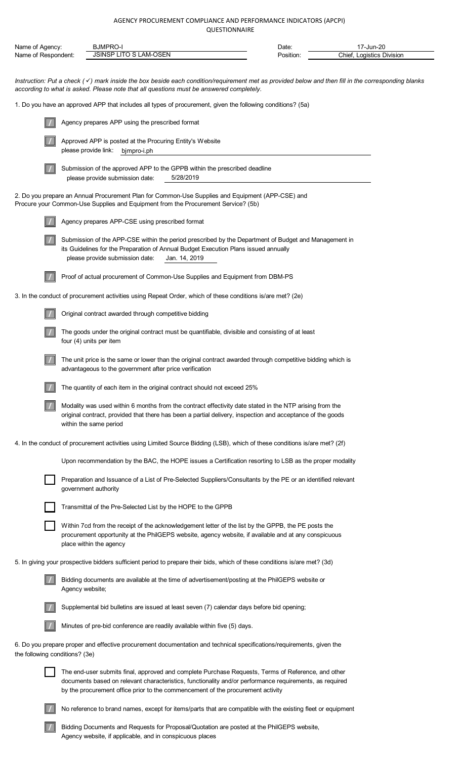# AGENCY PROCUREMENT COMPLIANCE AND PERFORMANCE INDICATORS (APCPI)

## QUESTIONNAIRE

| | | | |
|---|---|---|---|
| Name of Agency: | BJMPRO-I | Date: | 17-Jun-20 |
| Name of Respondent: | JSINSP LITO S LAM-OSEN | Position: | Chief, Logistics Division |

*Instruction: Put a check (✓) mark inside the box beside each condition/requirement met as provided below and then fill in the corresponding blanks according to what is asked. Please note that all questions must be answered completely.*

1. Do you have an approved APP that includes all types of procurement, given the following conditions? (5a)

- [x] Agency prepares APP using the prescribed format
- [x] Approved APP is posted at the Procuring Entity's Website
  please provide link: bjmpro-i.ph
- [x] Submission of the approved APP to the GPPB within the prescribed deadline
  please provide submission date: 5/28/2019

2. Do you prepare an Annual Procurement Plan for Common-Use Supplies and Equipment (APP-CSE) and Procure your Common-Use Supplies and Equipment from the Procurement Service? (5b)

- [x] Agency prepares APP-CSE using prescribed format
- [x] Submission of the APP-CSE within the period prescribed by the Department of Budget and Management in its Guidelines for the Preparation of Annual Budget Execution Plans issued annually
  please provide submission date: Jan. 14, 2019
- [x] Proof of actual procurement of Common-Use Supplies and Equipment from DBM-PS

3. In the conduct of procurement activities using Repeat Order, which of these conditions is/are met? (2e)

- [x] Original contract awarded through competitive bidding
- [x] The goods under the original contract must be quantifiable, divisible and consisting of at least four (4) units per item
- [x] The unit price is the same or lower than the original contract awarded through competitive bidding which is advantageous to the government after price verification
- [x] The quantity of each item in the original contract should not exceed 25%
- [x] Modality was used within 6 months from the contract effectivity date stated in the NTP arising from the original contract, provided that there has been a partial delivery, inspection and acceptance of the goods within the same period

4. In the conduct of procurement activities using Limited Source Bidding (LSB), which of these conditions is/are met? (2f)

- Upon recommendation by the BAC, the HOPE issues a Certification resorting to LSB as the proper modality
- [ ] Preparation and Issuance of a List of Pre-Selected Suppliers/Consultants by the PE or an identified relevant government authority
- [ ] Transmittal of the Pre-Selected List by the HOPE to the GPPB
- [ ] Within 7cd from the receipt of the acknowledgement letter of the list by the GPPB, the PE posts the procurement opportunity at the PhilGEPS website, agency website, if available and at any conspicuous place within the agency

5. In giving your prospective bidders sufficient period to prepare their bids, which of these conditions is/are met? (3d)

- [x] Bidding documents are available at the time of advertisement/posting at the PhilGEPS website or Agency website;
- [x] Supplemental bid bulletins are issued at least seven (7) calendar days before bid opening;
- [x] Minutes of pre-bid conference are readily available within five (5) days.

6. Do you prepare proper and effective procurement documentation and technical specifications/requirements, given the following conditions? (3e)

- [ ] The end-user submits final, approved and complete Purchase Requests, Terms of Reference, and other documents based on relevant characteristics, functionality and/or performance requirements, as required by the procurement office prior to the commencement of the procurement activity
- [x] No reference to brand names, except for items/parts that are compatible with the existing fleet or equipment
- [x] Bidding Documents and Requests for Proposal/Quotation are posted at the PhilGEPS website, Agency website, if applicable, and in conspicuous places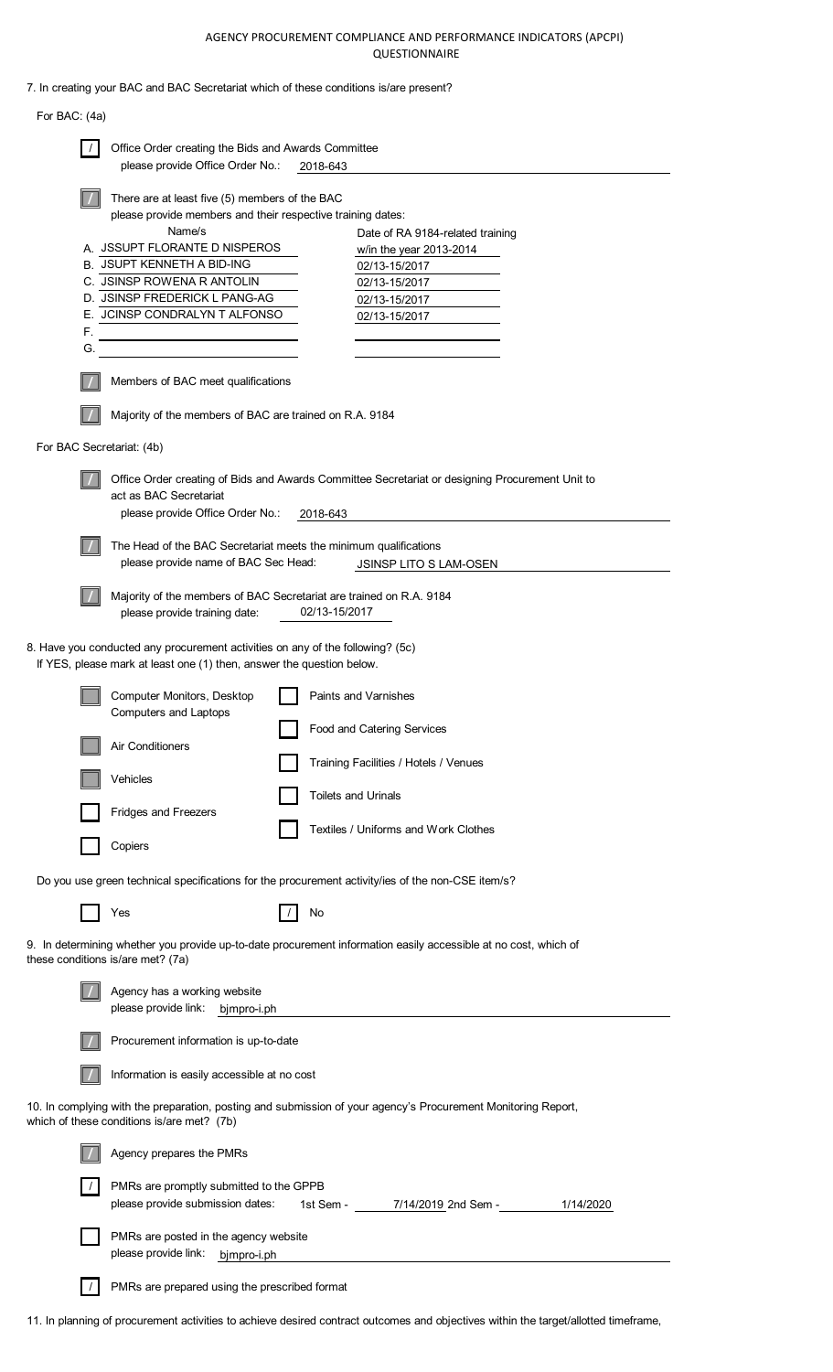AGENCY PROCUREMENT COMPLIANCE AND PERFORMANCE INDICATORS (APCPI)
QUESTIONNAIRE

7. In creating your BAC and BAC Secretariat which of these conditions is/are present?

For BAC: (4a)

- [x] Office Order creating the Bids and Awards Committee
  please provide Office Order No.: 2018-643

- [x] There are at least five (5) members of the BAC
  please provide members and their respective training dates:

| | Name/s | Date of RA 9184-related training |
|---|---|---|
| A. | JSSUPT FLORANTE D NISPEROS | w/in the year 2013-2014 |
| B. | JSUPT KENNETH A BID-ING | 02/13-15/2017 |
| C. | JSINSP ROWENA R ANTOLIN | 02/13-15/2017 |
| D. | JSINSP FREDERICK L PANG-AG | 02/13-15/2017 |
| E. | JCINSP CONDRALYN T ALFONSO | 02/13-15/2017 |
| F. | | |
| G. | | |

- [x] Members of BAC meet qualifications

- [x] Majority of the members of BAC are trained on R.A. 9184

For BAC Secretariat: (4b)

- [x] Office Order creating of Bids and Awards Committee Secretariat or designing Procurement Unit to act as BAC Secretariat
  please provide Office Order No.: 2018-643

- [x] The Head of the BAC Secretariat meets the minimum qualifications
  please provide name of BAC Sec Head: JSINSP LITO S LAM-OSEN

- [x] Majority of the members of BAC Secretariat are trained on R.A. 9184
  please provide training date: 02/13-15/2017

8. Have you conducted any procurement activities on any of the following? (5c)
If YES, please mark at least one (1) then, answer the question below.

- [x] Computer Monitors, Desktop Computers and Laptops
- [x] Air Conditioners
- [x] Vehicles
- [ ] Fridges and Freezers
- [ ] Copiers
- [ ] Paints and Varnishes
- [ ] Food and Catering Services
- [ ] Training Facilities / Hotels / Venues
- [ ] Toilets and Urinals
- [ ] Textiles / Uniforms and Work Clothes

Do you use green technical specifications for the procurement activity/ies of the non-CSE item/s?

- [ ] Yes
- [x] No

9. In determining whether you provide up-to-date procurement information easily accessible at no cost, which of these conditions is/are met? (7a)

- [x] Agency has a working website
  please provide link: bjmpro-i.ph

- [x] Procurement information is up-to-date

- [x] Information is easily accessible at no cost

10. In complying with the preparation, posting and submission of your agency's Procurement Monitoring Report, which of these conditions is/are met? (7b)

- [x] Agency prepares the PMRs

- [x] PMRs are promptly submitted to the GPPB
  please provide submission dates: 1st Sem - 7/14/2019 2nd Sem - 1/14/2020

- [ ] PMRs are posted in the agency website
  please provide link: bjmpro-i.ph

- [x] PMRs are prepared using the prescribed format

11. In planning of procurement activities to achieve desired contract outcomes and objectives within the target/allotted timeframe,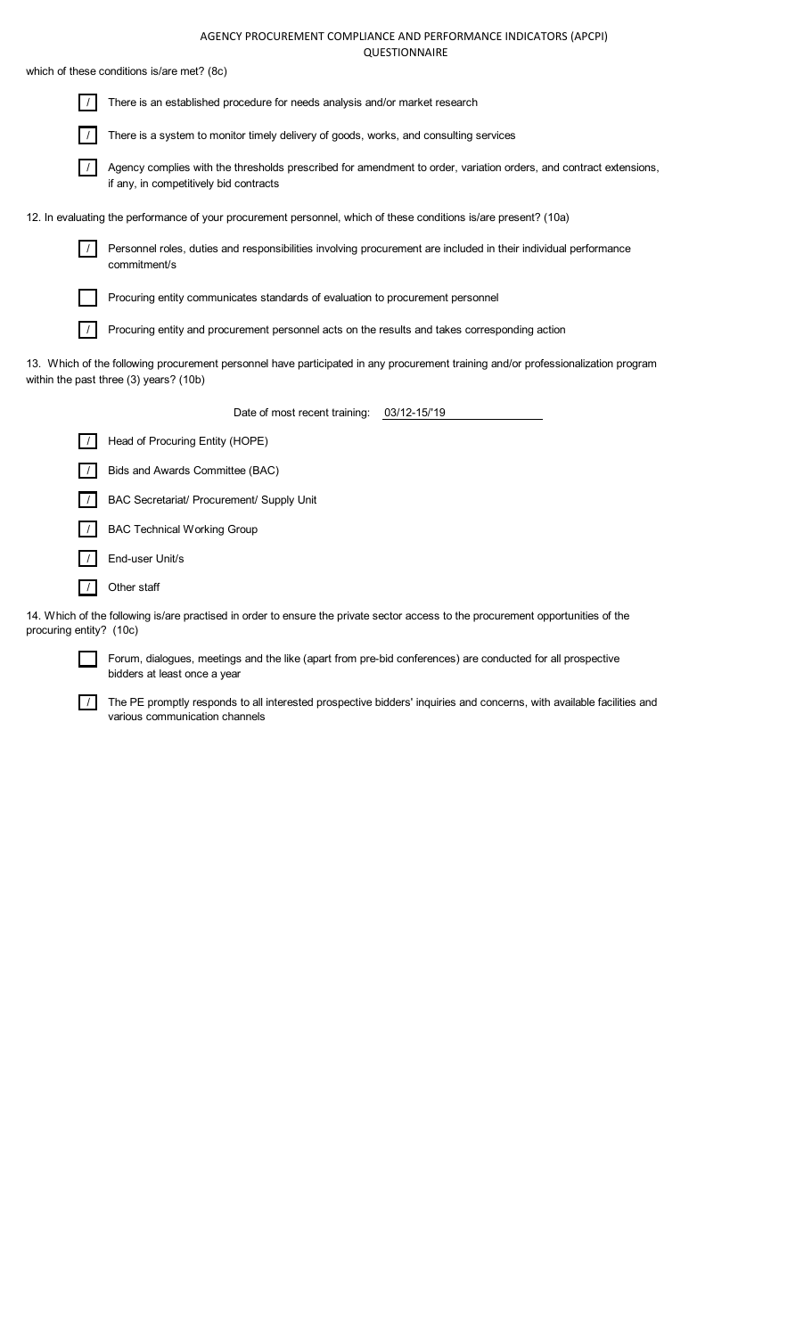AGENCY PROCUREMENT COMPLIANCE AND PERFORMANCE INDICATORS (APCPI)
QUESTIONNAIRE

which of these conditions is/are met? (8c)

- [/] There is an established procedure for needs analysis and/or market research
- [/] There is a system to monitor timely delivery of goods, works, and consulting services
- [/] Agency complies with the thresholds prescribed for amendment to order, variation orders, and contract extensions, if any, in competitively bid contracts

12. In evaluating the performance of your procurement personnel, which of these conditions is/are present? (10a)

- [/] Personnel roles, duties and responsibilities involving procurement are included in their individual performance commitment/s
- [ ] Procuring entity communicates standards of evaluation to procurement personnel
- [/] Procuring entity and procurement personnel acts on the results and takes corresponding action

13. Which of the following procurement personnel have participated in any procurement training and/or professionalization program within the past three (3) years? (10b)

Date of most recent training: 03/12-15/'19

- [/] Head of Procuring Entity (HOPE)
- [/] Bids and Awards Committee (BAC)
- [/] BAC Secretariat/ Procurement/ Supply Unit
- [/] BAC Technical Working Group
- [/] End-user Unit/s
- [/] Other staff

14. Which of the following is/are practised in order to ensure the private sector access to the procurement opportunities of the procuring entity? (10c)

- [ ] Forum, dialogues, meetings and the like (apart from pre-bid conferences) are conducted for all prospective bidders at least once a year
- [/] The PE promptly responds to all interested prospective bidders' inquiries and concerns, with available facilities and various communication channels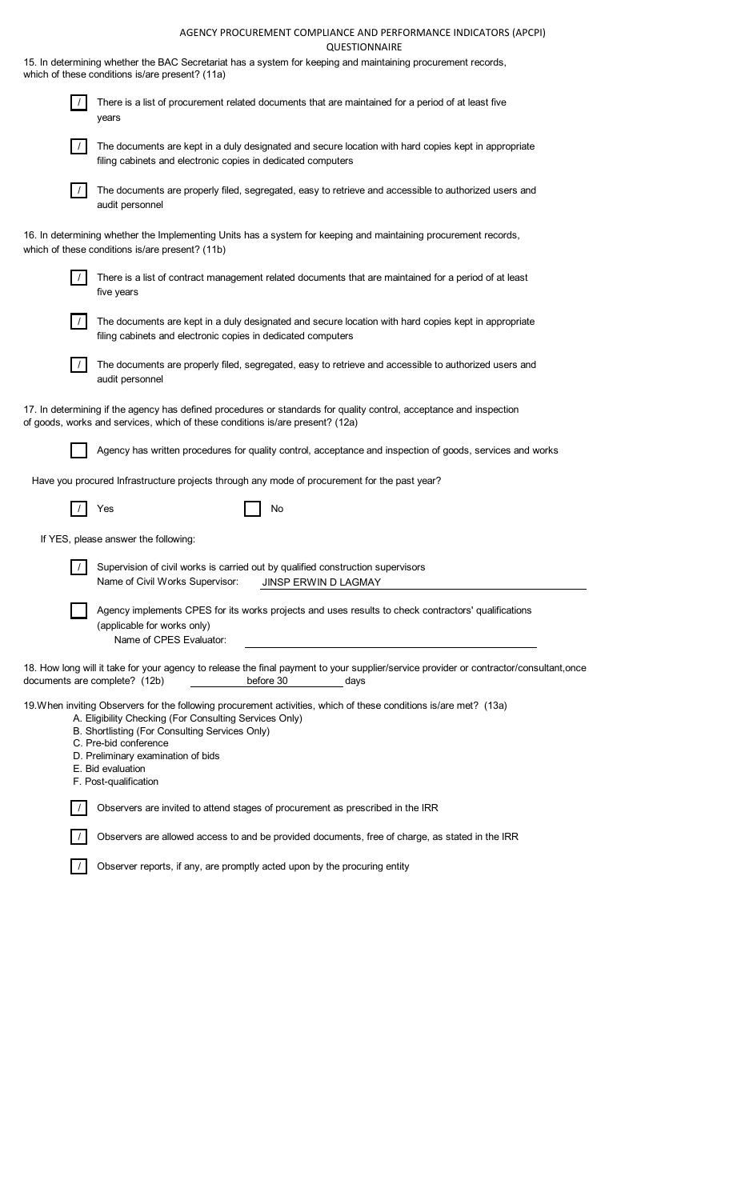AGENCY PROCUREMENT COMPLIANCE AND PERFORMANCE INDICATORS (APCPI) QUESTIONNAIRE

15. In determining whether the BAC Secretariat has a system for keeping and maintaining procurement records, which of these conditions is/are present? (11a)

- [/] There is a list of procurement related documents that are maintained for a period of at least five years
- [/] The documents are kept in a duly designated and secure location with hard copies kept in appropriate filing cabinets and electronic copies in dedicated computers
- [/] The documents are properly filed, segregated, easy to retrieve and accessible to authorized users and audit personnel

16. In determining whether the Implementing Units has a system for keeping and maintaining procurement records, which of these conditions is/are present? (11b)

- [/] There is a list of contract management related documents that are maintained for a period of at least five years
- [/] The documents are kept in a duly designated and secure location with hard copies kept in appropriate filing cabinets and electronic copies in dedicated computers
- [/] The documents are properly filed, segregated, easy to retrieve and accessible to authorized users and audit personnel

17. In determining if the agency has defined procedures or standards for quality control, acceptance and inspection of goods, works and services, which of these conditions is/are present? (12a)

- [ ] Agency has written procedures for quality control, acceptance and inspection of goods, services and works

Have you procured Infrastructure projects through any mode of procurement for the past year?

- [/] Yes
- [ ] No

If YES, please answer the following:

- [/] Supervision of civil works is carried out by qualified construction supervisors
  Name of Civil Works Supervisor: JINSP ERWIN D LAGMAY
- [ ] Agency implements CPES for its works projects and uses results to check contractors' qualifications (applicable for works only)
  Name of CPES Evaluator:

18. How long will it take for your agency to release the final payment to your supplier/service provider or contractor/consultant,once documents are complete? (12b) before 30 days

19. When inviting Observers for the following procurement activities, which of these conditions is/are met? (13a)
   - A. Eligibility Checking (For Consulting Services Only)
   - B. Shortlisting (For Consulting Services Only)
   - C. Pre-bid conference
   - D. Preliminary examination of bids
   - E. Bid evaluation
   - F. Post-qualification

- [/] Observers are invited to attend stages of procurement as prescribed in the IRR
- [/] Observers are allowed access to and be provided documents, free of charge, as stated in the IRR
- [/] Observer reports, if any, are promptly acted upon by the procuring entity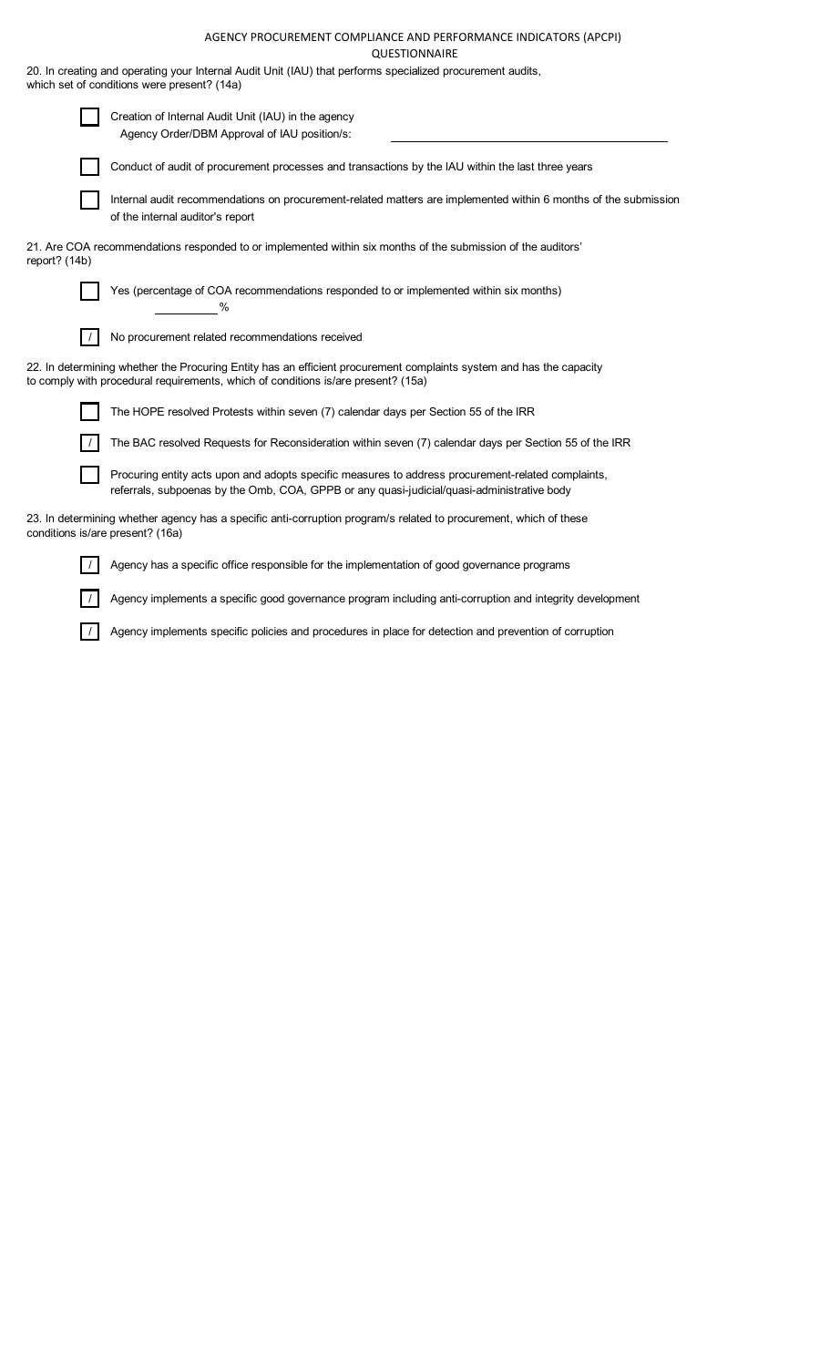# AGENCY PROCUREMENT COMPLIANCE AND PERFORMANCE INDICATORS (APCPI)

## QUESTIONNAIRE

20. In creating and operating your Internal Audit Unit (IAU) that performs specialized procurement audits, which set of conditions were present? (14a)

- [ ] Creation of Internal Audit Unit (IAU) in the agency
  Agency Order/DBM Approval of IAU position/s: \_\_\_\_\_\_\_\_\_\_\_\_\_\_\_\_\_\_\_\_
- [ ] Conduct of audit of procurement processes and transactions by the IAU within the last three years
- [ ] Internal audit recommendations on procurement-related matters are implemented within 6 months of the submission of the internal auditor's report

21. Are COA recommendations responded to or implemented within six months of the submission of the auditors' report? (14b)

- [ ] Yes (percentage of COA recommendations responded to or implemented within six months)
  \_\_\_\_\_\_\_\_\_\_ %
- [/] No procurement related recommendations received

22. In determining whether the Procuring Entity has an efficient procurement complaints system and has the capacity to comply with procedural requirements, which of conditions is/are present? (15a)

- [ ] The HOPE resolved Protests within seven (7) calendar days per Section 55 of the IRR
- [/] The BAC resolved Requests for Reconsideration within seven (7) calendar days per Section 55 of the IRR
- [ ] Procuring entity acts upon and adopts specific measures to address procurement-related complaints, referrals, subpoenas by the Omb, COA, GPPB or any quasi-judicial/quasi-administrative body

23. In determining whether agency has a specific anti-corruption program/s related to procurement, which of these conditions is/are present? (16a)

- [/] Agency has a specific office responsible for the implementation of good governance programs
- [/] Agency implements a specific good governance program including anti-corruption and integrity development
- [/] Agency implements specific policies and procedures in place for detection and prevention of corruption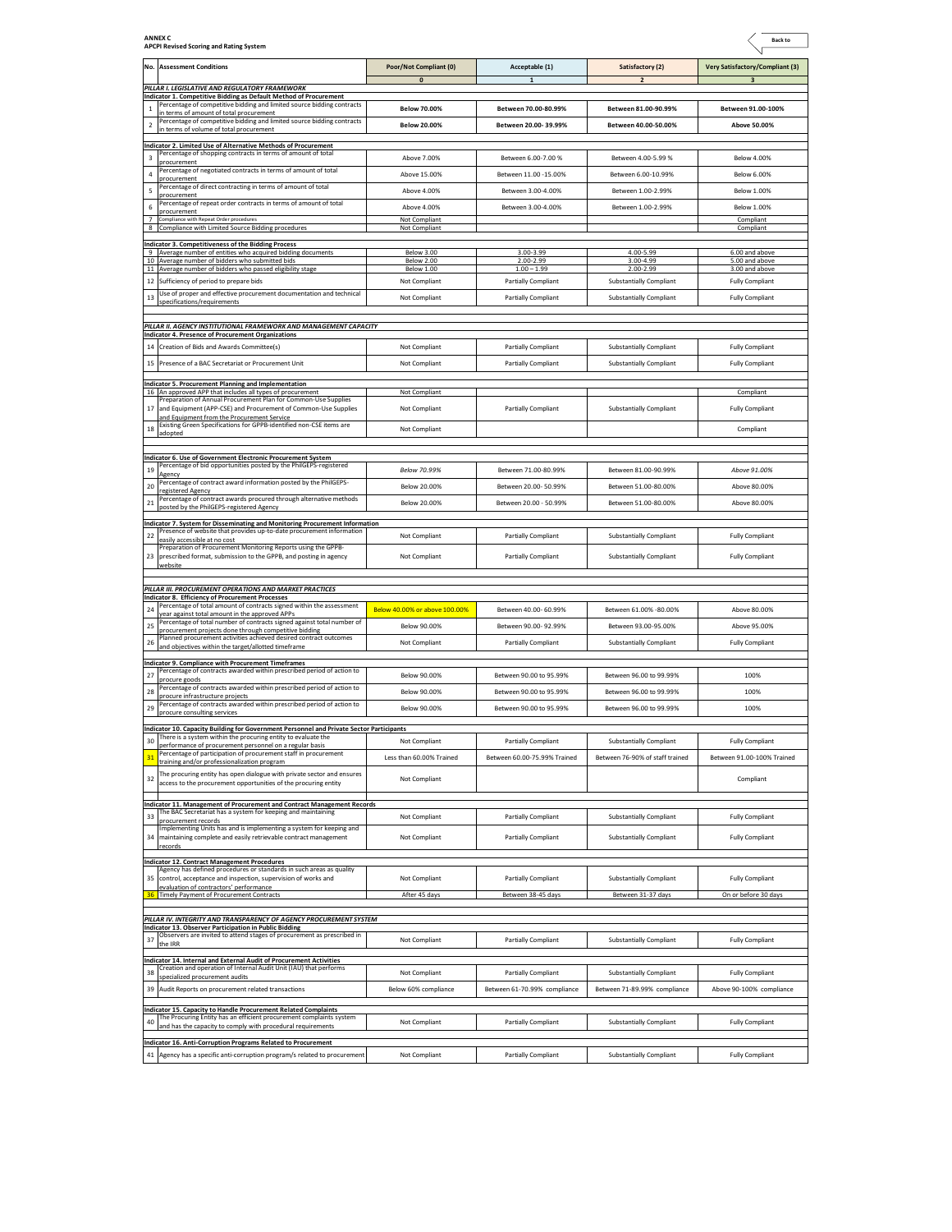**ANNEX C**
**APCPI Revised Scoring and Rating System**

Back to

| No. | Assessment Conditions | Poor/Not Compliant (0) | Acceptable (1) | Satisfactory (2) | Very Satisfactory/Compliant (3) |
|---|---|---|---|---|---|
| | | 0 | 1 | 2 | 3 |
| | ***PILLAR I. LEGISLATIVE AND REGULATORY FRAMEWORK*** | | | | |
| | **Indicator 1. Competitive Bidding as Default Method of Procurement** | | | | |
| 1 | Percentage of competitive bidding and limited source bidding contracts in terms of amount of total procurement | **Below 70.00%** | **Between 70.00-80.99%** | **Between 81.00-90.99%** | **Between 91.00-100%** |
| 2 | Percentage of competitive bidding and limited source bidding contracts in terms of volume of total procurement | **Below 20.00%** | **Between 20.00- 39.99%** | **Between 40.00-50.00%** | **Above 50.00%** |
| | **Indicator 2. Limited Use of Alternative Methods of Procurement** | | | | |
| 3 | Percentage of shopping contracts in terms of amount of total procurement | Above 7.00% | Between 6.00-7.00 % | Between 4.00-5.99 % | Below 4.00% |
| 4 | Percentage of negotiated contracts in terms of amount of total procurement | Above 15.00% | Between 11.00 -15.00% | Between 6.00-10.99% | Below 6.00% |
| 5 | Percentage of direct contracting in terms of amount of total procurement | Above 4.00% | Between 3.00-4.00% | Between 1.00-2.99% | Below 1.00% |
| 6 | Percentage of repeat order contracts in terms of amount of total procurement | Above 4.00% | Between 3.00-4.00% | Between 1.00-2.99% | Below 1.00% |
| 7 | Compliance with Repeat Order procedures | Not Compliant | | | Compliant |
| 8 | Compliance with Limited Source Bidding procedures | Not Compliant | | | Compliant |
| | **Indicator 3. Competitiveness of the Bidding Process** | | | | |
| 9 | Average number of entities who acquired bidding documents | Below 3.00 | 3.00-3.99 | 4.00-5.99 | 6.00 and above |
| 10 | Average number of bidders who submitted bids | Below 2.00 | 2.00-2.99 | 3.00-4.99 | 5.00 and above |
| 11 | Average number of bidders who passed eligibility stage | Below 1.00 | 1.00 – 1.99 | 2.00-2.99 | 3.00 and above |
| 12 | Sufficiency of period to prepare bids | Not Compliant | Partially Compliant | Substantially Compliant | Fully Compliant |
| 13 | Use of proper and effective procurement documentation and technical specifications/requirements | Not Compliant | Partially Compliant | Substantially Compliant | Fully Compliant |
| | ***PILLAR II. AGENCY INSTITUTIONAL FRAMEWORK AND MANAGEMENT CAPACITY*** | | | | |
| | **Indicator 4. Presence of Procurement Organizations** | | | | |
| 14 | Creation of Bids and Awards Committee(s) | Not Compliant | Partially Compliant | Substantially Compliant | Fully Compliant |
| 15 | Presence of a BAC Secretariat or Procurement Unit | Not Compliant | Partially Compliant | Substantially Compliant | Fully Compliant |
| | **Indicator 5. Procurement Planning and Implementation** | | | | |
| 16 | An approved APP that includes all types of procurement | Not Compliant | | | Compliant |
| 17 | Preparation of Annual Procurement Plan for Common-Use Supplies and Equipment (APP-CSE) and Procurement of Common-Use Supplies and Equipment from the Procurement Service | Not Compliant | Partially Compliant | Substantially Compliant | Fully Compliant |
| 18 | Existing Green Specifications for GPPB-identified non-CSE items are adopted | Not Compliant | | | Compliant |
| | **Indicator 6. Use of Government Electronic Procurement System** | | | | |
| 19 | Percentage of bid opportunities posted by the PhilGEPS-registered Agency | *Below 70.99%* | Between 71.00-80.99% | Between 81.00-90.99% | *Above 91.00%* |
| 20 | Percentage of contract award information posted by the PhilGEPS-registered Agency | Below 20.00% | Between 20.00- 50.99% | Between 51.00-80.00% | Above 80.00% |
| 21 | Percentage of contract awards procured through alternative methods posted by the PhilGEPS-registered Agency | Below 20.00% | Between 20.00 - 50.99% | Between 51.00-80.00% | Above 80.00% |
| | **Indicator 7. System for Disseminating and Monitoring Procurement Information** | | | | |
| 22 | Presence of website that provides up-to-date procurement information easily accessible at no cost | Not Compliant | Partially Compliant | Substantially Compliant | Fully Compliant |
| 23 | Preparation of Procurement Monitoring Reports using the GPPB-prescribed format, submission to the GPPB, and posting in agency website | Not Compliant | Partially Compliant | Substantially Compliant | Fully Compliant |
| | ***PILLAR III. PROCUREMENT OPERATIONS AND MARKET PRACTICES*** | | | | |
| | **Indicator 8. Efficiency of Procurement Processes** | | | | |
| 24 | Percentage of total amount of contracts signed within the assessment year against total amount in the approved APPs | Below 40.00% or above 100.00% | Between 40.00- 60.99% | Between 61.00% -80.00% | Above 80.00% |
| 25 | Percentage of total number of contracts signed against total number of procurement projects done through competitive bidding | Below 90.00% | Between 90.00- 92.99% | Between 93.00-95.00% | Above 95.00% |
| 26 | Planned procurement activities achieved desired contract outcomes and objectives within the target/allotted timeframe | Not Compliant | Partially Compliant | Substantially Compliant | Fully Compliant |
| | **Indicator 9. Compliance with Procurement Timeframes** | | | | |
| 27 | Percentage of contracts awarded within prescribed period of action to procure goods | Below 90.00% | Between 90.00 to 95.99% | Between 96.00 to 99.99% | 100% |
| 28 | Percentage of contracts awarded within prescribed period of action to procure infrastructure projects | Below 90.00% | Between 90.00 to 95.99% | Between 96.00 to 99.99% | 100% |
| 29 | Percentage of contracts awarded within prescribed period of action to procure consulting services | Below 90.00% | Between 90.00 to 95.99% | Between 96.00 to 99.99% | 100% |
| | **Indicator 10. Capacity Building for Government Personnel and Private Sector Participants** | | | | |
| 30 | There is a system within the procuring entity to evaluate the performance of procurement personnel on a regular basis | Not Compliant | Partially Compliant | Substantially Compliant | Fully Compliant |
| 31 | Percentage of participation of procurement staff in procurement training and/or professionalization program | Less than 60.00% Trained | Between 60.00-75.99% Trained | Between 76-90% of staff trained | Between 91.00-100% Trained |
| 32 | The procuring entity has open dialogue with private sector and ensures access to the procurement opportunities of the procuring entity | Not Compliant | | | Compliant |
| | **Indicator 11. Management of Procurement and Contract Management Records** | | | | |
| 33 | The BAC Secretariat has a system for keeping and maintaining procurement records | Not Compliant | Partially Compliant | Substantially Compliant | Fully Compliant |
| 34 | Implementing Units has and is implementing a system for keeping and maintaining complete and easily retrievable contract management records | Not Compliant | Partially Compliant | Substantially Compliant | Fully Compliant |
| | **Indicator 12. Contract Management Procedures** | | | | |
| 35 | Agency has defined procedures or standards in such areas as quality control, acceptance and inspection, supervision of works and evaluation of contractors' performance | Not Compliant | Partially Compliant | Substantially Compliant | Fully Compliant |
| 36 | Timely Payment of Procurement Contracts | After 45 days | Between 38-45 days | Between 31-37 days | On or before 30 days |
| | ***PILLAR IV. INTEGRITY AND TRANSPARENCY OF AGENCY PROCUREMENT SYSTEM*** | | | | |
| | **Indicator 13. Observer Participation in Public Bidding** | | | | |
| 37 | Observers are invited to attend stages of procurement as prescribed in the IRR | Not Compliant | Partially Compliant | Substantially Compliant | Fully Compliant |
| | **Indicator 14. Internal and External Audit of Procurement Activities** | | | | |
| 38 | Creation and operation of Internal Audit Unit (IAU) that performs specialized procurement audits | Not Compliant | Partially Compliant | Substantially Compliant | Fully Compliant |
| 39 | Audit Reports on procurement related transactions | Below 60% compliance | Between 61-70.99% compliance | Between 71-89.99% compliance | Above 90-100% compliance |
| | **Indicator 15. Capacity to Handle Procurement Related Complaints** | | | | |
| 40 | The Procuring Entity has an efficient procurement complaints system and has the capacity to comply with procedural requirements | Not Compliant | Partially Compliant | Substantially Compliant | Fully Compliant |
| | **Indicator 16. Anti-Corruption Programs Related to Procurement** | | | | |
| 41 | Agency has a specific anti-corruption program/s related to procurement | Not Compliant | Partially Compliant | Substantially Compliant | Fully Compliant |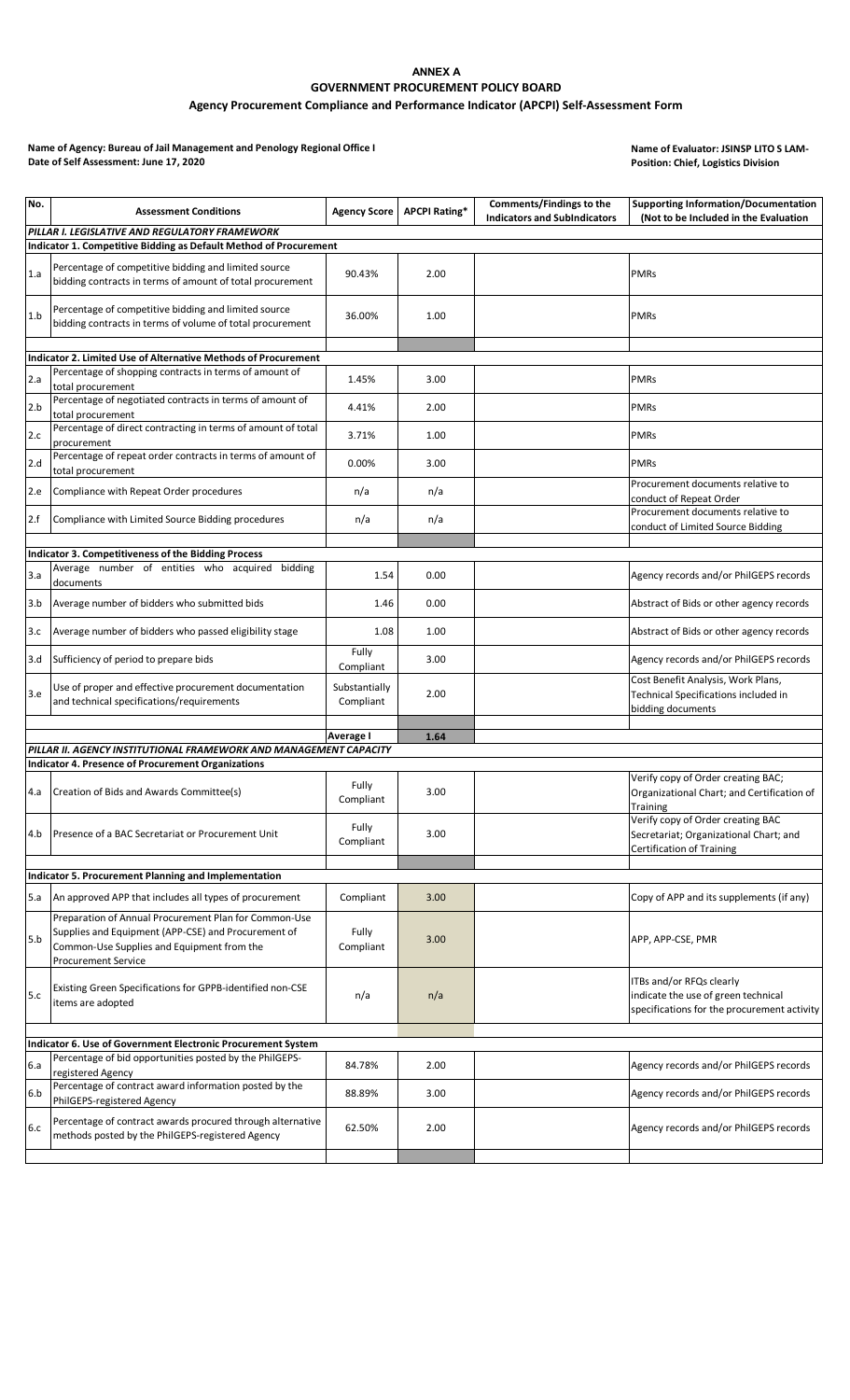# ANNEX A
## GOVERNMENT PROCUREMENT POLICY BOARD
### Agency Procurement Compliance and Performance Indicator (APCPI) Self-Assessment Form

**Name of Agency: Bureau of Jail Management and Penology Regional Office I**
**Date of Self Assessment: June 17, 2020**

**Name of Evaluator: JSINSP LITO S LAM-**
**Position: Chief, Logistics Division**

| No. | Assessment Conditions | Agency Score | APCPI Rating* | Comments/Findings to the Indicators and SubIndicators | Supporting Information/Documentation (Not to be Included in the Evaluation |
|---|---|---|---|---|---|
| *PILLAR I. LEGISLATIVE AND REGULATORY FRAMEWORK* | | | | | |
| **Indicator 1. Competitive Bidding as Default Method of Procurement** | | | | | |
| 1.a | Percentage of competitive bidding and limited source bidding contracts in terms of amount of total procurement | 90.43% | 2.00 | | PMRs |
| 1.b | Percentage of competitive bidding and limited source bidding contracts in terms of volume of total procurement | 36.00% | 1.00 | | PMRs |
| **Indicator 2. Limited Use of Alternative Methods of Procurement** | | | | | |
| 2.a | Percentage of shopping contracts in terms of amount of total procurement | 1.45% | 3.00 | | PMRs |
| 2.b | Percentage of negotiated contracts in terms of amount of total procurement | 4.41% | 2.00 | | PMRs |
| 2.c | Percentage of direct contracting in terms of amount of total procurement | 3.71% | 1.00 | | PMRs |
| 2.d | Percentage of repeat order contracts in terms of amount of total procurement | 0.00% | 3.00 | | PMRs |
| 2.e | Compliance with Repeat Order procedures | n/a | n/a | | Procurement documents relative to conduct of Repeat Order |
| 2.f | Compliance with Limited Source Bidding procedures | n/a | n/a | | Procurement documents relative to conduct of Limited Source Bidding |
| **Indicator 3. Competitiveness of the Bidding Process** | | | | | |
| 3.a | Average number of entities who acquired bidding documents | 1.54 | 0.00 | | Agency records and/or PhilGEPS records |
| 3.b | Average number of bidders who submitted bids | 1.46 | 0.00 | | Abstract of Bids or other agency records |
| 3.c | Average number of bidders who passed eligibility stage | 1.08 | 1.00 | | Abstract of Bids or other agency records |
| 3.d | Sufficiency of period to prepare bids | Fully Compliant | 3.00 | | Agency records and/or PhilGEPS records |
| 3.e | Use of proper and effective procurement documentation and technical specifications/requirements | Substantially Compliant | 2.00 | | Cost Benefit Analysis, Work Plans, Technical Specifications included in bidding documents |
| | | **Average I** | **1.64** | | |
| *PILLAR II. AGENCY INSTITUTIONAL FRAMEWORK AND MANAGEMENT CAPACITY* | | | | | |
| **Indicator 4. Presence of Procurement Organizations** | | | | | |
| 4.a | Creation of Bids and Awards Committee(s) | Fully Compliant | 3.00 | | Verify copy of Order creating BAC; Organizational Chart; and Certification of Training |
| 4.b | Presence of a BAC Secretariat or Procurement Unit | Fully Compliant | 3.00 | | Verify copy of Order creating BAC Secretariat; Organizational Chart; and Certification of Training |
| **Indicator 5. Procurement Planning and Implementation** | | | | | |
| 5.a | An approved APP that includes all types of procurement | Compliant | 3.00 | | Copy of APP and its supplements (if any) |
| 5.b | Preparation of Annual Procurement Plan for Common-Use Supplies and Equipment (APP-CSE) and Procurement of Common-Use Supplies and Equipment from the Procurement Service | Fully Compliant | 3.00 | | APP, APP-CSE, PMR |
| 5.c | Existing Green Specifications for GPPB-identified non-CSE items are adopted | n/a | n/a | | ITBs and/or RFQs clearly indicate the use of green technical specifications for the procurement activity |
| **Indicator 6. Use of Government Electronic Procurement System** | | | | | |
| 6.a | Percentage of bid opportunities posted by the PhilGEPS-registered Agency | 84.78% | 2.00 | | Agency records and/or PhilGEPS records |
| 6.b | Percentage of contract award information posted by the PhilGEPS-registered Agency | 88.89% | 3.00 | | Agency records and/or PhilGEPS records |
| 6.c | Percentage of contract awards procured through alternative methods posted by the PhilGEPS-registered Agency | 62.50% | 2.00 | | Agency records and/or PhilGEPS records |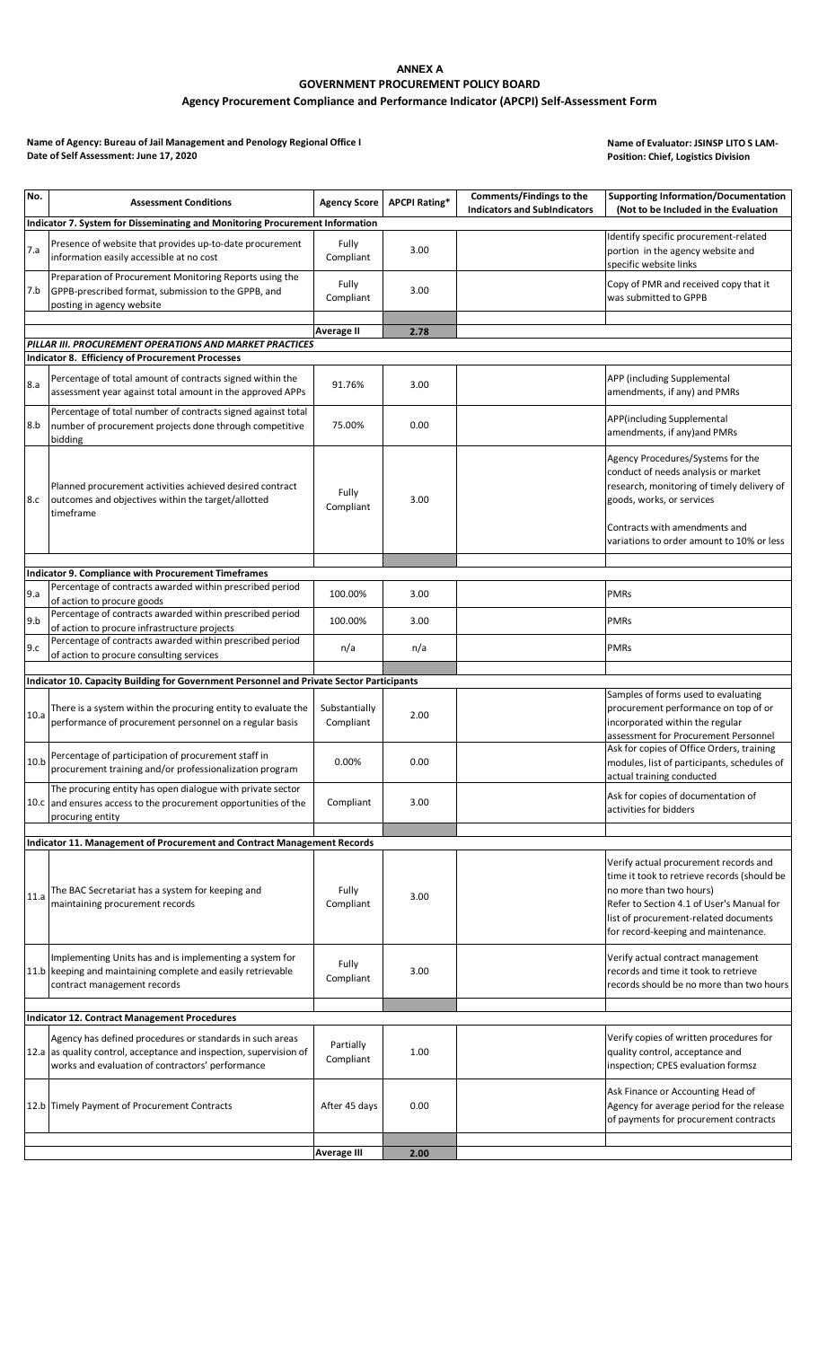# ANNEX A
## GOVERNMENT PROCUREMENT POLICY BOARD
### Agency Procurement Compliance and Performance Indicator (APCPI) Self-Assessment Form

**Name of Agency: Bureau of Jail Management and Penology Regional Office I**
**Date of Self Assessment: June 17, 2020**

**Name of Evaluator: JSINSP LITO S LAM-**
**Position: Chief, Logistics Division**

| No. | Assessment Conditions | Agency Score | APCPI Rating* | Comments/Findings to the Indicators and SubIndicators | Supporting Information/Documentation (Not to be Included in the Evaluation |
|---|---|---|---|---|---|
| **Indicator 7. System for Disseminating and Monitoring Procurement Information** | | | | | |
| 7.a | Presence of website that provides up-to-date procurement information easily accessible at no cost | Fully Compliant | 3.00 | | Identify specific procurement-related portion in the agency website and specific website links |
| 7.b | Preparation of Procurement Monitoring Reports using the GPPB-prescribed format, submission to the GPPB, and posting in agency website | Fully Compliant | 3.00 | | Copy of PMR and received copy that it was submitted to GPPB |
| | | | | | |
| | | **Average II** | **2.78** | | |
| ***PILLAR III. PROCUREMENT OPERATIONS AND MARKET PRACTICES*** | | | | | |
| **Indicator 8. Efficiency of Procurement Processes** | | | | | |
| 8.a | Percentage of total amount of contracts signed within the assessment year against total amount in the approved APPs | 91.76% | 3.00 | | APP (including Supplemental amendments, if any) and PMRs |
| 8.b | Percentage of total number of contracts signed against total number of procurement projects done through competitive bidding | 75.00% | 0.00 | | APP(including Supplemental amendments, if any)and PMRs |
| 8.c | Planned procurement activities achieved desired contract outcomes and objectives within the target/allotted timeframe | Fully Compliant | 3.00 | | Agency Procedures/Systems for the conduct of needs analysis or market research, monitoring of timely delivery of goods, works, or services<br><br>Contracts with amendments and variations to order amount to 10% or less |
| | | | | | |
| **Indicator 9. Compliance with Procurement Timeframes** | | | | | |
| 9.a | Percentage of contracts awarded within prescribed period of action to procure goods | 100.00% | 3.00 | | PMRs |
| 9.b | Percentage of contracts awarded within prescribed period of action to procure infrastructure projects | 100.00% | 3.00 | | PMRs |
| 9.c | Percentage of contracts awarded within prescribed period of action to procure consulting services | n/a | n/a | | PMRs |
| | | | | | |
| **Indicator 10. Capacity Building for Government Personnel and Private Sector Participants** | | | | | |
| 10.a | There is a system within the procuring entity to evaluate the performance of procurement personnel on a regular basis | Substantially Compliant | 2.00 | | Samples of forms used to evaluating procurement performance on top of or incorporated within the regular assessment for Procurement Personnel |
| 10.b | Percentage of participation of procurement staff in procurement training and/or professionalization program | 0.00% | 0.00 | | Ask for copies of Office Orders, training modules, list of participants, schedules of actual training conducted |
| 10.c | The procuring entity has open dialogue with private sector and ensures access to the procurement opportunities of the procuring entity | Compliant | 3.00 | | Ask for copies of documentation of activities for bidders |
| | | | | | |
| **Indicator 11. Management of Procurement and Contract Management Records** | | | | | |
| 11.a | The BAC Secretariat has a system for keeping and maintaining procurement records | Fully Compliant | 3.00 | | Verify actual procurement records and time it took to retrieve records (should be no more than two hours)<br>Refer to Section 4.1 of User's Manual for list of procurement-related documents for record-keeping and maintenance. |
| 11.b | Implementing Units has and is implementing a system for keeping and maintaining complete and easily retrievable contract management records | Fully Compliant | 3.00 | | Verify actual contract management records and time it took to retrieve records should be no more than two hours |
| | | | | | |
| **Indicator 12. Contract Management Procedures** | | | | | |
| 12.a | Agency has defined procedures or standards in such areas as quality control, acceptance and inspection, supervision of works and evaluation of contractors' performance | Partially Compliant | 1.00 | | Verify copies of written procedures for quality control, acceptance and inspection; CPES evaluation formsz |
| 12.b | Timely Payment of Procurement Contracts | After 45 days | 0.00 | | Ask Finance or Accounting Head of Agency for average period for the release of payments for procurement contracts |
| | | | | | |
| | | **Average III** | **2.00** | | |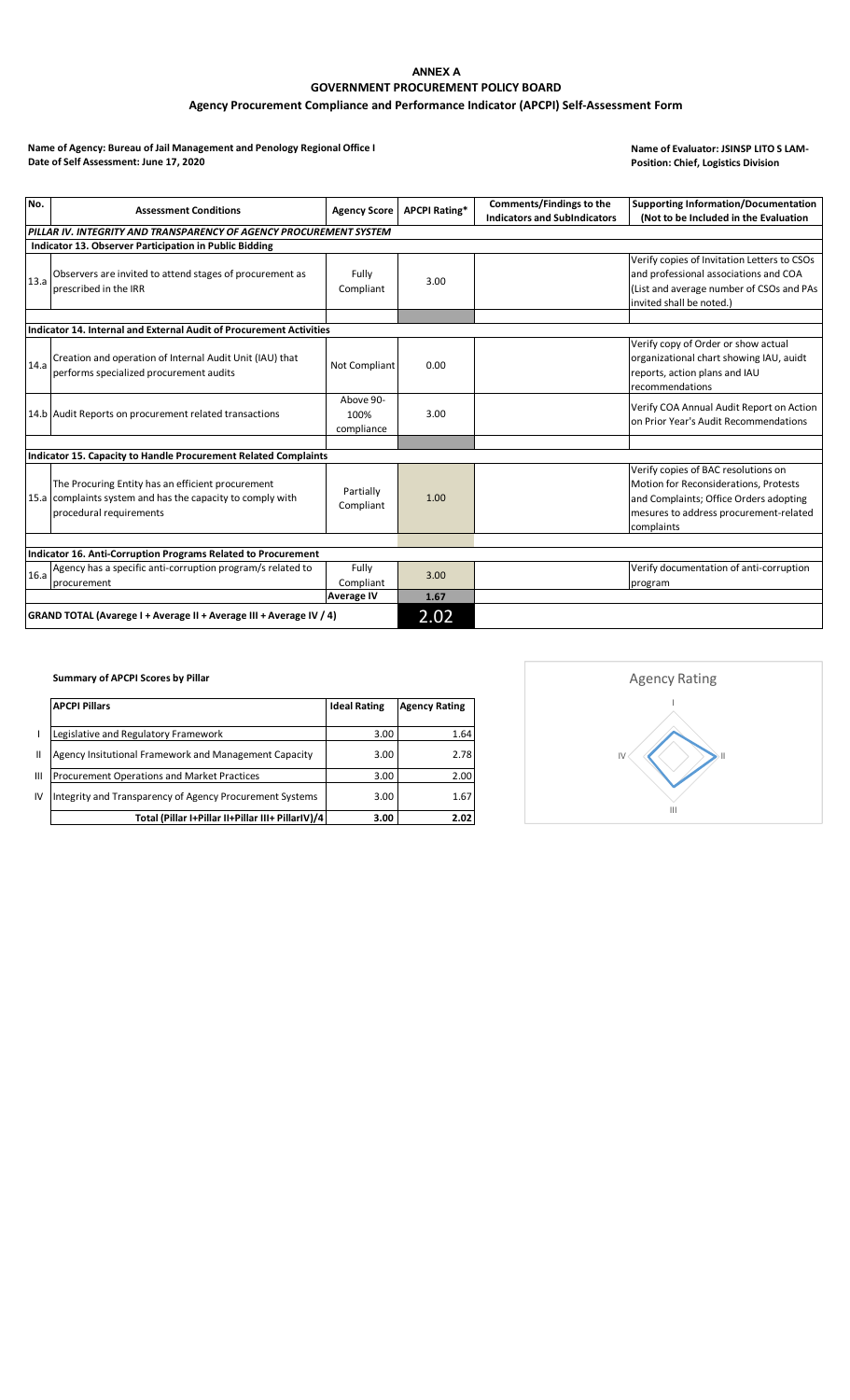**ANNEX A**

**GOVERNMENT PROCUREMENT POLICY BOARD**

**Agency Procurement Compliance and Performance Indicator (APCPI) Self-Assessment Form**

**Name of Agency: Bureau of Jail Management and Penology Regional Office I**
**Date of Self Assessment: June 17, 2020**

**Name of Evaluator: JSINSP LITO S LAM-**
**Position: Chief, Logistics Division**

| No. | Assessment Conditions | Agency Score | APCPI Rating* | Comments/Findings to the Indicators and SubIndicators | Supporting Information/Documentation (Not to be Included in the Evaluation |
|---|---|---|---|---|---|
| ***PILLAR IV. INTEGRITY AND TRANSPARENCY OF AGENCY PROCUREMENT SYSTEM*** | | | | | |
| **Indicator 13. Observer Participation in Public Bidding** | | | | | |
| 13.a | Observers are invited to attend stages of procurement as prescribed in the IRR | Fully Compliant | 3.00 | | Verify copies of Invitation Letters to CSOs and professional associations and COA (List and average number of CSOs and PAs invited shall be noted.) |
| **Indicator 14. Internal and External Audit of Procurement Activities** | | | | | |
| 14.a | Creation and operation of Internal Audit Unit (IAU) that performs specialized procurement audits | Not Compliant | 0.00 | | Verify copy of Order or show actual organizational chart showing IAU, auidt reports, action plans and IAU recommendations |
| 14.b | Audit Reports on procurement related transactions | Above 90-100% compliance | 3.00 | | Verify COA Annual Audit Report on Action on Prior Year's Audit Recommendations |
| **Indicator 15. Capacity to Handle Procurement Related Complaints** | | | | | |
| 15.a | The Procuring Entity has an efficient procurement complaints system and has the capacity to comply with procedural requirements | Partially Compliant | 1.00 | | Verify copies of BAC resolutions on Motion for Reconsiderations, Protests and Complaints; Office Orders adopting mesures to address procurement-related complaints |
| **Indicator 16. Anti-Corruption Programs Related to Procurement** | | | | | |
| 16.a | Agency has a specific anti-corruption program/s related to procurement | Fully Compliant | 3.00 | | Verify documentation of anti-corruption program |
| | | **Average IV** | **1.67** | | |
| **GRAND TOTAL (Avarege I + Average II + Average III + Average IV / 4)** | | | 2.02 | | |

**Summary of APCPI Scores by Pillar**

| | APCPI Pillars | Ideal Rating | Agency Rating |
|---|---|---|---|
| I | Legislative and Regulatory Framework | 3.00 | 1.64 |
| II | Agency Insitutional Framework and Management Capacity | 3.00 | 2.78 |
| III | Procurement Operations and Market Practices | 3.00 | 2.00 |
| IV | Integrity and Transparency of Agency Procurement Systems | 3.00 | 1.67 |
| | **Total (Pillar I+Pillar II+Pillar III+ PillarIV)/4** | **3.00** | **2.02** |

Agency Rating

I

II

III

IV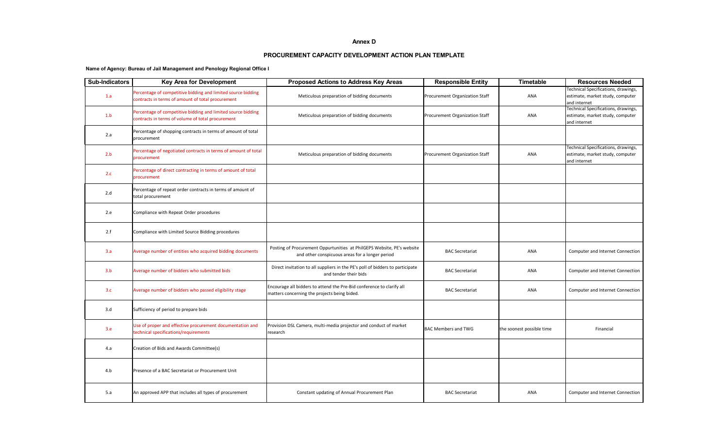**Annex D**

**PROCUREMENT CAPACITY DEVELOPMENT ACTION PLAN TEMPLATE**

**Name of Agency: Bureau of Jail Management and Penology Regional Office I**

| Sub-Indicators | Key Area for Development | Proposed Actions to Address Key Areas | Responsible Entity | Timetable | Resources Needed |
|---|---|---|---|---|---|
| 1.a | Percentage of competitive bidding and limited source bidding contracts in terms of amount of total procurement | Meticulous preparation of bidding documents | Procurement Organization Staff | ANA | Technical Specifications, drawings, estimate, market study, computer and internet |
| 1.b | Percentage of competitive bidding and limited source bidding contracts in terms of volume of total procurement | Meticulous preparation of bidding documents | Procurement Organization Staff | ANA | Technical Specifications, drawings, estimate, market study, computer and internet |
| 2.a | Percentage of shopping contracts in terms of amount of total procurement | | | | |
| 2.b | Percentage of negotiated contracts in terms of amount of total procurement | Meticulous preparation of bidding documents | Procurement Organization Staff | ANA | Technical Specifications, drawings, estimate, market study, computer and internet |
| 2.c | Percentage of direct contracting in terms of amount of total procurement | | | | |
| 2.d | Percentage of repeat order contracts in terms of amount of total procurement | | | | |
| 2.e | Compliance with Repeat Order procedures | | | | |
| 2.f | Compliance with Limited Source Bidding procedures | | | | |
| 3.a | Average number of entities who acquired bidding documents | Posting of Procurement Oppurtunities at PhilGEPS Website, PE's website and other conspicuous areas for a longer period | BAC Secretariat | ANA | Computer and Internet Connection |
| 3.b | Average number of bidders who submitted bids | Direct invitation to all suppliers in the PE's poll of bidders to participate and tender their bids | BAC Secretariat | ANA | Computer and Internet Connection |
| 3.c | Average number of bidders who passed eligibility stage | Encourage all bidders to attend the Pre-Bid conference to clarify all matters concerning the projects being bided. | BAC Secretariat | ANA | Computer and Internet Connection |
| 3.d | Sufficiency of period to prepare bids | | | | |
| 3.e | Use of proper and effective procurement documentation and technical specifications/requirements | Provision DSL Camera, multi-media projector and conduct of market research | BAC Members and TWG | the soonest possible time | Financial |
| 4.a | Creation of Bids and Awards Committee(s) | | | | |
| 4.b | Presence of a BAC Secretariat or Procurement Unit | | | | |
| 5.a | An approved APP that includes all types of procurement | Constant updating of Annual Procurement Plan | BAC Secretariat | ANA | Computer and Internet Connection |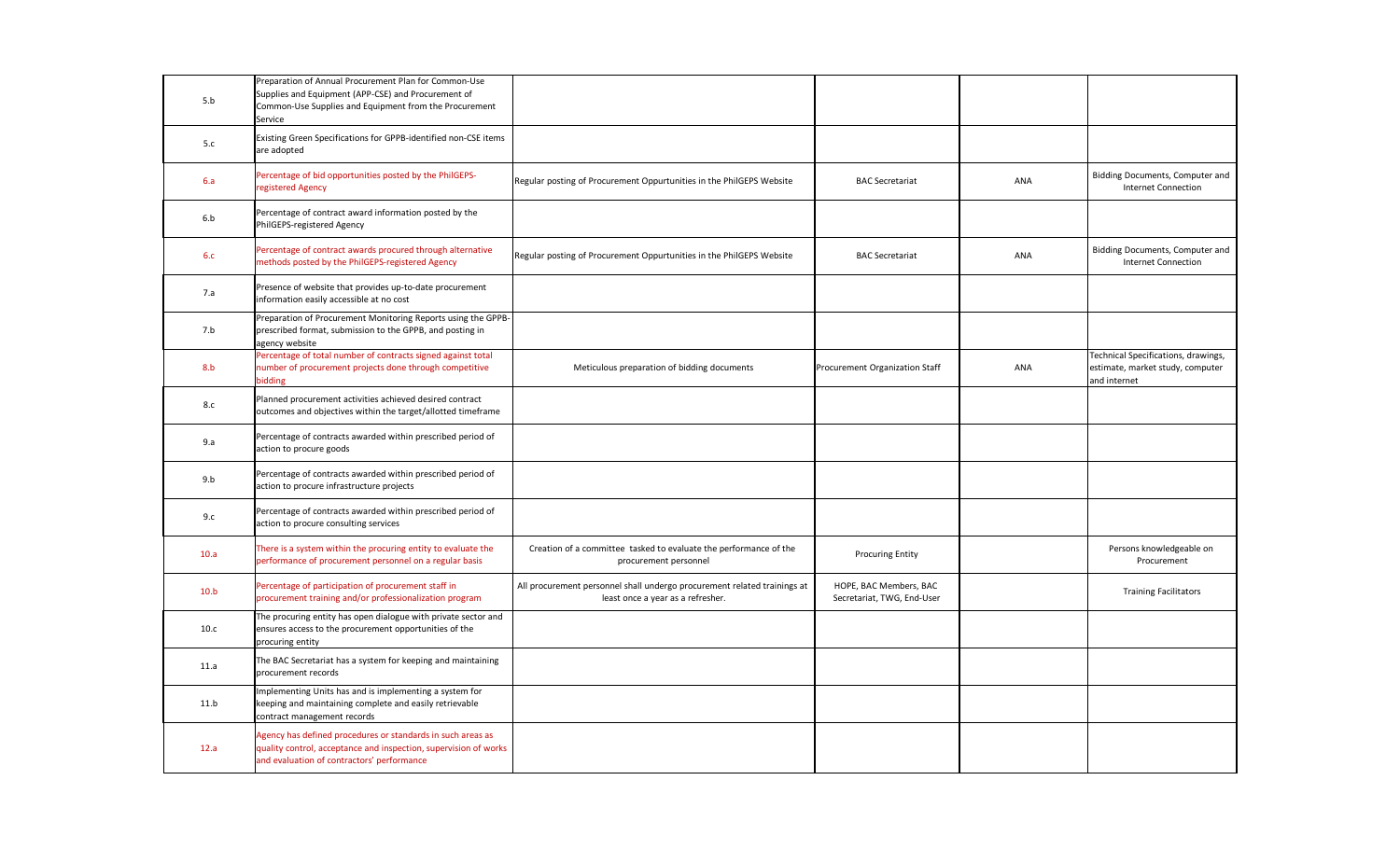| | | | | | |
|---|---|---|---|---|---|
| 5.b | Preparation of Annual Procurement Plan for Common-Use Supplies and Equipment (APP-CSE) and Procurement of Common-Use Supplies and Equipment from the Procurement Service | | | | |
| 5.c | Existing Green Specifications for GPPB-identified non-CSE items are adopted | | | | |
| 6.a | Percentage of bid opportunities posted by the PhilGEPS-registered Agency | Regular posting of Procurement Oppurtunities in the PhilGEPS Website | BAC Secretariat | ANA | Bidding Documents, Computer and Internet Connection |
| 6.b | Percentage of contract award information posted by the PhilGEPS-registered Agency | | | | |
| 6.c | Percentage of contract awards procured through alternative methods posted by the PhilGEPS-registered Agency | Regular posting of Procurement Oppurtunities in the PhilGEPS Website | BAC Secretariat | ANA | Bidding Documents, Computer and Internet Connection |
| 7.a | Presence of website that provides up-to-date procurement information easily accessible at no cost | | | | |
| 7.b | Preparation of Procurement Monitoring Reports using the GPPB-prescribed format, submission to the GPPB, and posting in agency website | | | | |
| 8.b | Percentage of total number of contracts signed against total number of procurement projects done through competitive bidding | Meticulous preparation of bidding documents | Procurement Organization Staff | ANA | Technical Specifications, drawings, estimate, market study, computer and internet |
| 8.c | Planned procurement activities achieved desired contract outcomes and objectives within the target/allotted timeframe | | | | |
| 9.a | Percentage of contracts awarded within prescribed period of action to procure goods | | | | |
| 9.b | Percentage of contracts awarded within prescribed period of action to procure infrastructure projects | | | | |
| 9.c | Percentage of contracts awarded within prescribed period of action to procure consulting services | | | | |
| 10.a | There is a system within the procuring entity to evaluate the performance of procurement personnel on a regular basis | Creation of a committee tasked to evaluate the performance of the procurement personnel | Procuring Entity | | Persons knowledgeable on Procurement |
| 10.b | Percentage of participation of procurement staff in procurement training and/or professionalization program | All procurement personnel shall undergo procurement related trainings at least once a year as a refresher. | HOPE, BAC Members, BAC Secretariat, TWG, End-User | | Training Facilitators |
| 10.c | The procuring entity has open dialogue with private sector and ensures access to the procurement opportunities of the procuring entity | | | | |
| 11.a | The BAC Secretariat has a system for keeping and maintaining procurement records | | | | |
| 11.b | Implementing Units has and is implementing a system for keeping and maintaining complete and easily retrievable contract management records | | | | |
| 12.a | Agency has defined procedures or standards in such areas as quality control, acceptance and inspection, supervision of works and evaluation of contractors' performance | | | | |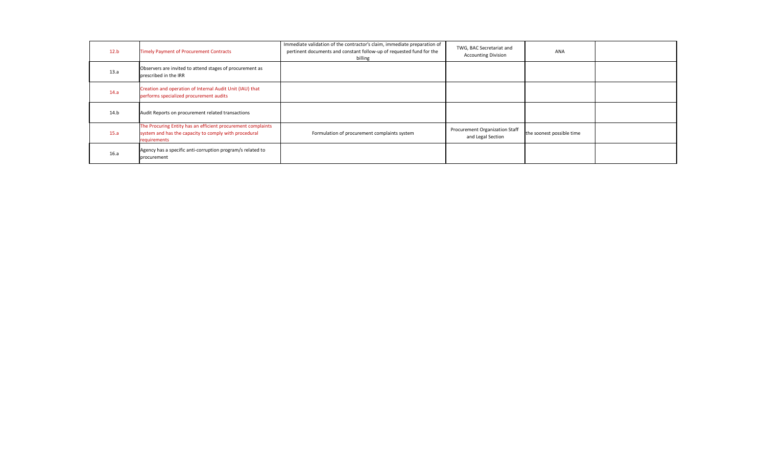| | | | | | |
|---|---|---|---|---|---|
| 12.b | Timely Payment of Procurement Contracts | Immediate validation of the contractor's claim, immediate preparation of pertinent documents and constant follow-up of requested fund for the billing | TWG, BAC Secretariat and Accounting Division | ANA | |
| 13.a | Observers are invited to attend stages of procurement as prescribed in the IRR | | | | |
| 14.a | Creation and operation of Internal Audit Unit (IAU) that performs specialized procurement audits | | | | |
| 14.b | Audit Reports on procurement related transactions | | | | |
| 15.a | The Procuring Entity has an efficient procurement complaints system and has the capacity to comply with procedural requirements | Formulation of procurement complaints system | Procurement Organization Staff and Legal Section | the soonest possible time | |
| 16.a | Agency has a specific anti-corruption program/s related to procurement | | | | |